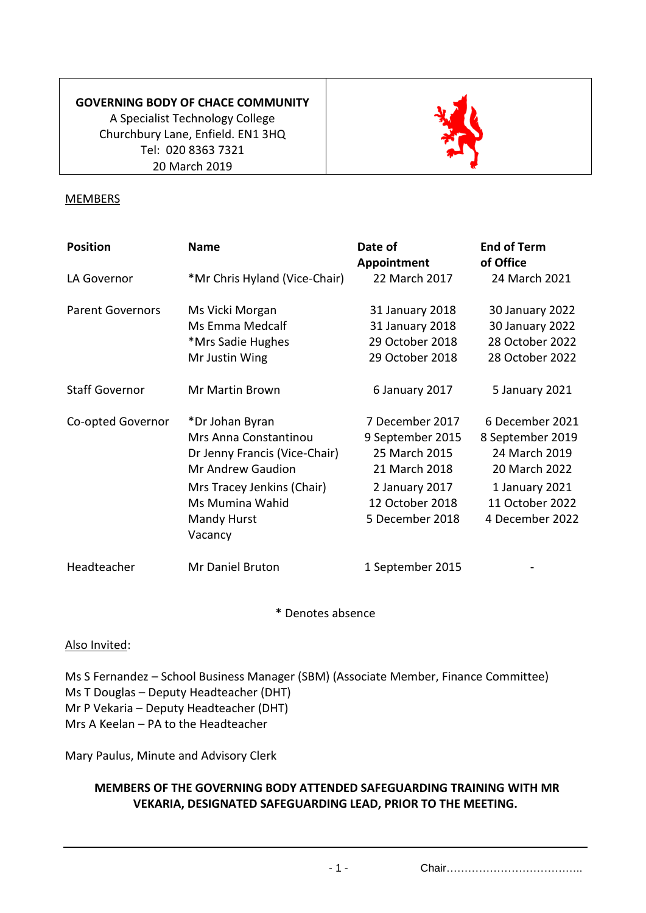**GOVERNING BODY OF CHACE COMMUNITY**
A Specialist Technology College
Churchbury Lane, Enfield. EN1 3HQ
Tel: 020 8363 7321
20 March 2019

MEMBERS

| Position | Name | Date of Appointment | End of Term of Office |
|---|---|---|---|
| LA Governor | *Mr Chris Hyland (Vice-Chair) | 22 March 2017 | 24 March 2021 |
| Parent Governors | Ms Vicki Morgan | 31 January 2018 | 30 January 2022 |
| | Ms Emma Medcalf | 31 January 2018 | 30 January 2022 |
| | *Mrs Sadie Hughes | 29 October 2018 | 28 October 2022 |
| | Mr Justin Wing | 29 October 2018 | 28 October 2022 |
| Staff Governor | Mr Martin Brown | 6 January 2017 | 5 January 2021 |
| Co-opted Governor | *Dr Johan Byran | 7 December 2017 | 6 December 2021 |
| | Mrs Anna Constantinou | 9 September 2015 | 8 September 2019 |
| | Dr Jenny Francis (Vice-Chair) | 25 March 2015 | 24 March 2019 |
| | Mr Andrew Gaudion | 21 March 2018 | 20 March 2022 |
| | Mrs Tracey Jenkins (Chair) | 2 January 2017 | 1 January 2021 |
| | Ms Mumina Wahid | 12 October 2018 | 11 October 2022 |
| | Mandy Hurst | 5 December 2018 | 4 December 2022 |
| | Vacancy | | |
| Headteacher | Mr Daniel Bruton | 1 September 2015 | - |

\* Denotes absence

Also Invited:

Ms S Fernandez – School Business Manager (SBM) (Associate Member, Finance Committee)
Ms T Douglas – Deputy Headteacher (DHT)
Mr P Vekaria – Deputy Headteacher (DHT)
Mrs A Keelan – PA to the Headteacher

Mary Paulus, Minute and Advisory Clerk

**MEMBERS OF THE GOVERNING BODY ATTENDED SAFEGUARDING TRAINING WITH MR VEKARIA, DESIGNATED SAFEGUARDING LEAD, PRIOR TO THE MEETING.**

Chair…………………………………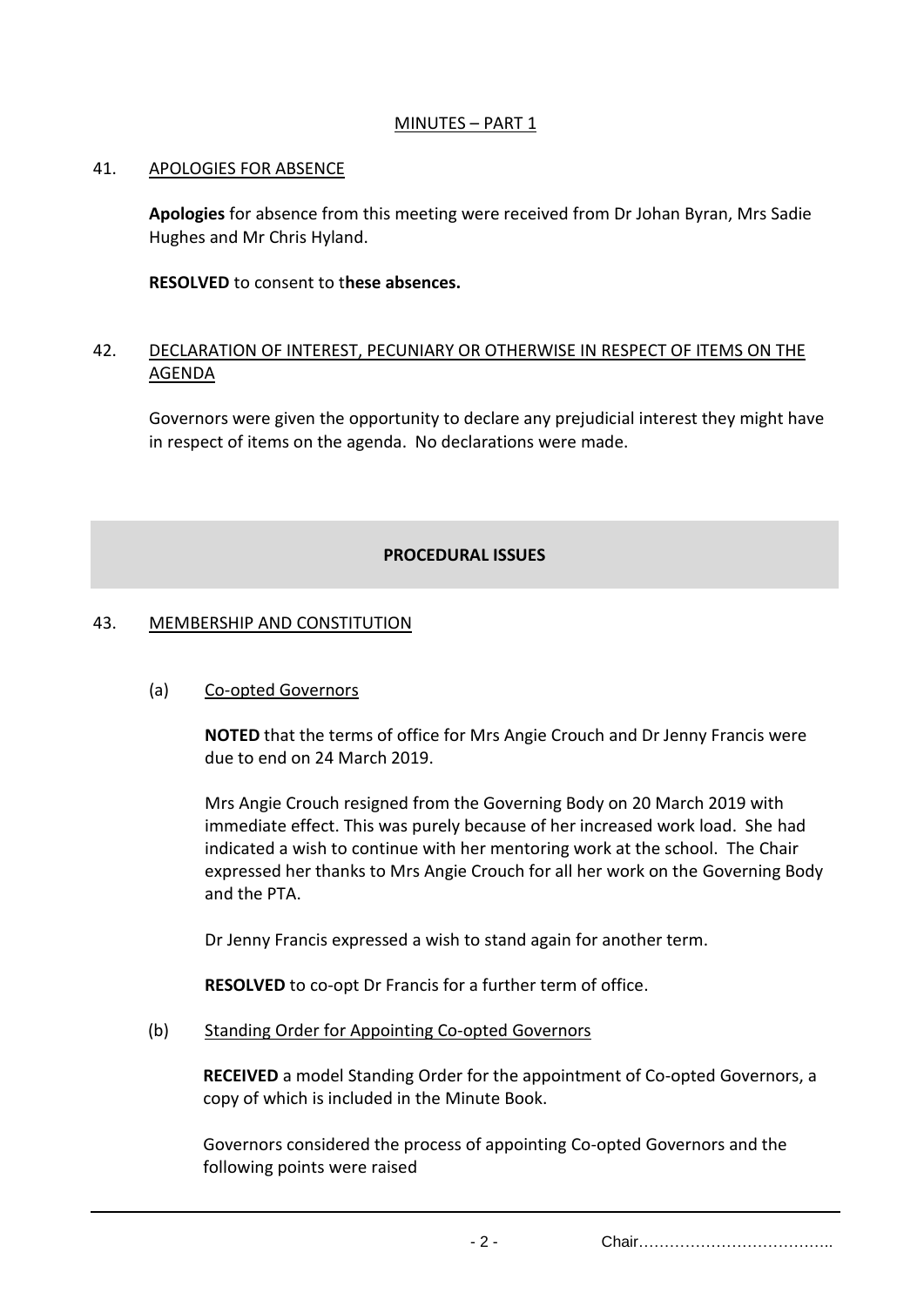## MINUTES – PART 1

### 41. APOLOGIES FOR ABSENCE

**Apologies** for absence from this meeting were received from Dr Johan Byran, Mrs Sadie Hughes and Mr Chris Hyland.

**RESOLVED** to consent to t**hese absences.**

### 42. DECLARATION OF INTEREST, PECUNIARY OR OTHERWISE IN RESPECT OF ITEMS ON THE AGENDA

Governors were given the opportunity to declare any prejudicial interest they might have in respect of items on the agenda. No declarations were made.

## PROCEDURAL ISSUES

### 43. MEMBERSHIP AND CONSTITUTION

#### (a) Co-opted Governors

**NOTED** that the terms of office for Mrs Angie Crouch and Dr Jenny Francis were due to end on 24 March 2019.

Mrs Angie Crouch resigned from the Governing Body on 20 March 2019 with immediate effect. This was purely because of her increased work load. She had indicated a wish to continue with her mentoring work at the school. The Chair expressed her thanks to Mrs Angie Crouch for all her work on the Governing Body and the PTA.

Dr Jenny Francis expressed a wish to stand again for another term.

**RESOLVED** to co-opt Dr Francis for a further term of office.

#### (b) Standing Order for Appointing Co-opted Governors

**RECEIVED** a model Standing Order for the appointment of Co-opted Governors, a copy of which is included in the Minute Book.

Governors considered the process of appointing Co-opted Governors and the following points were raised

Chair………………………………..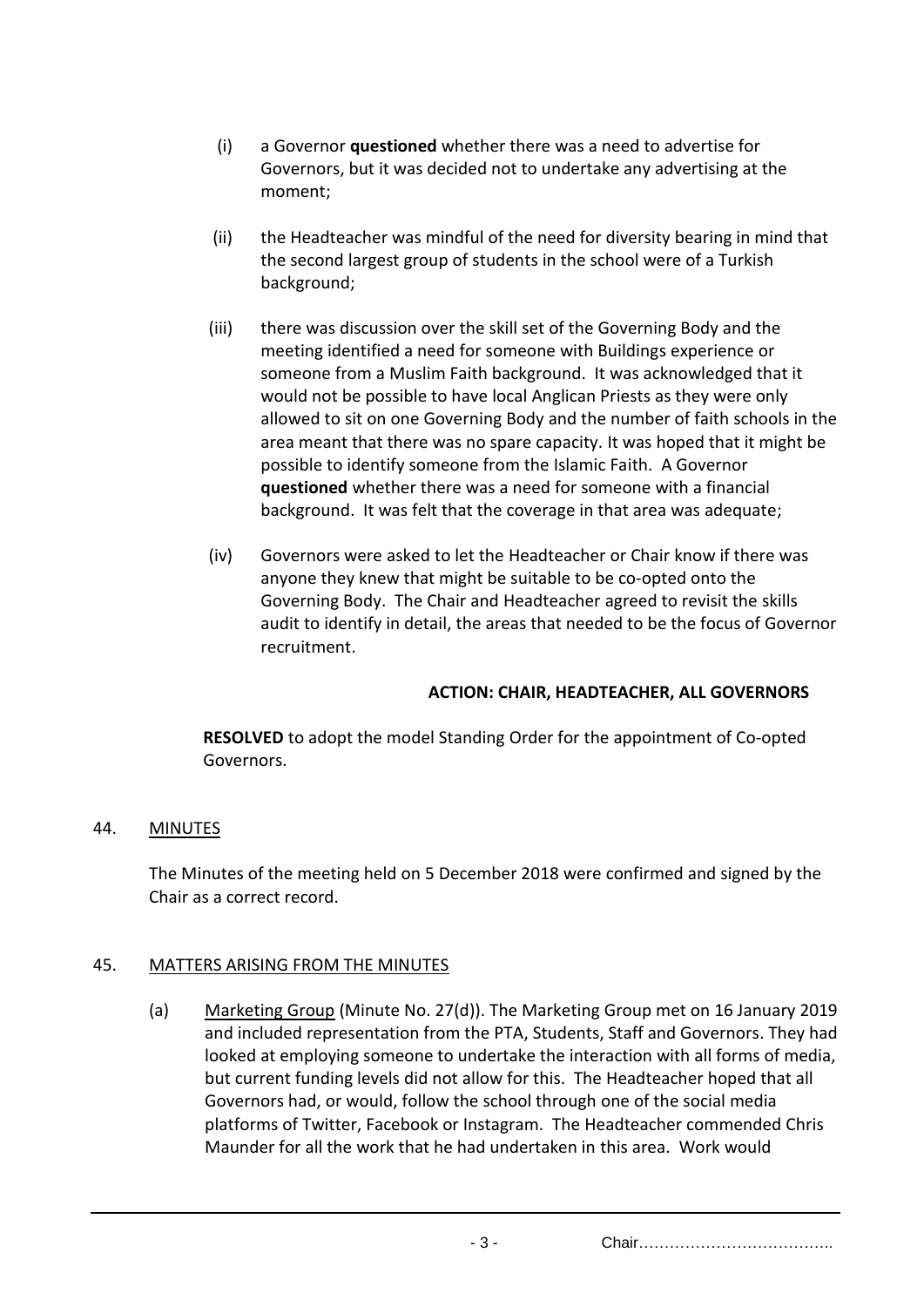(i) a Governor **questioned** whether there was a need to advertise for Governors, but it was decided not to undertake any advertising at the moment;

(ii) the Headteacher was mindful of the need for diversity bearing in mind that the second largest group of students in the school were of a Turkish background;

(iii) there was discussion over the skill set of the Governing Body and the meeting identified a need for someone with Buildings experience or someone from a Muslim Faith background. It was acknowledged that it would not be possible to have local Anglican Priests as they were only allowed to sit on one Governing Body and the number of faith schools in the area meant that there was no spare capacity. It was hoped that it might be possible to identify someone from the Islamic Faith. A Governor **questioned** whether there was a need for someone with a financial background. It was felt that the coverage in that area was adequate;

(iv) Governors were asked to let the Headteacher or Chair know if there was anyone they knew that might be suitable to be co-opted onto the Governing Body. The Chair and Headteacher agreed to revisit the skills audit to identify in detail, the areas that needed to be the focus of Governor recruitment.

**ACTION: CHAIR, HEADTEACHER, ALL GOVERNORS**

**RESOLVED** to adopt the model Standing Order for the appointment of Co-opted Governors.

44. MINUTES

The Minutes of the meeting held on 5 December 2018 were confirmed and signed by the Chair as a correct record.

45. MATTERS ARISING FROM THE MINUTES

(a) Marketing Group (Minute No. 27(d)). The Marketing Group met on 16 January 2019 and included representation from the PTA, Students, Staff and Governors. They had looked at employing someone to undertake the interaction with all forms of media, but current funding levels did not allow for this. The Headteacher hoped that all Governors had, or would, follow the school through one of the social media platforms of Twitter, Facebook or Instagram. The Headteacher commended Chris Maunder for all the work that he had undertaken in this area. Work would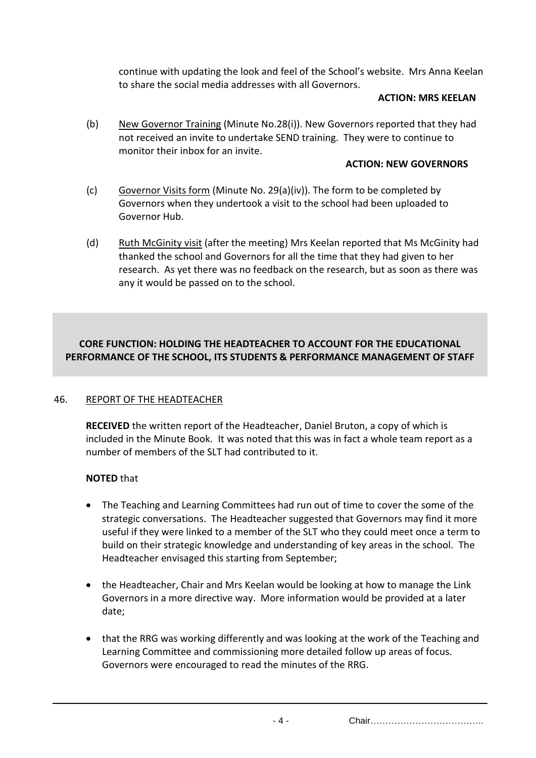continue with updating the look and feel of the School's website. Mrs Anna Keelan to share the social media addresses with all Governors.

**ACTION: MRS KEELAN**

(b) New Governor Training (Minute No.28(i)). New Governors reported that they had not received an invite to undertake SEND training. They were to continue to monitor their inbox for an invite.

**ACTION: NEW GOVERNORS**

(c) Governor Visits form (Minute No. 29(a)(iv)). The form to be completed by Governors when they undertook a visit to the school had been uploaded to Governor Hub.

(d) Ruth McGinity visit (after the meeting) Mrs Keelan reported that Ms McGinity had thanked the school and Governors for all the time that they had given to her research. As yet there was no feedback on the research, but as soon as there was any it would be passed on to the school.

**CORE FUNCTION: HOLDING THE HEADTEACHER TO ACCOUNT FOR THE EDUCATIONAL PERFORMANCE OF THE SCHOOL, ITS STUDENTS & PERFORMANCE MANAGEMENT OF STAFF**

46. REPORT OF THE HEADTEACHER

**RECEIVED** the written report of the Headteacher, Daniel Bruton, a copy of which is included in the Minute Book. It was noted that this was in fact a whole team report as a number of members of the SLT had contributed to it.

**NOTED** that

- The Teaching and Learning Committees had run out of time to cover the some of the strategic conversations. The Headteacher suggested that Governors may find it more useful if they were linked to a member of the SLT who they could meet once a term to build on their strategic knowledge and understanding of key areas in the school. The Headteacher envisaged this starting from September;

- the Headteacher, Chair and Mrs Keelan would be looking at how to manage the Link Governors in a more directive way. More information would be provided at a later date;

- that the RRG was working differently and was looking at the work of the Teaching and Learning Committee and commissioning more detailed follow up areas of focus. Governors were encouraged to read the minutes of the RRG.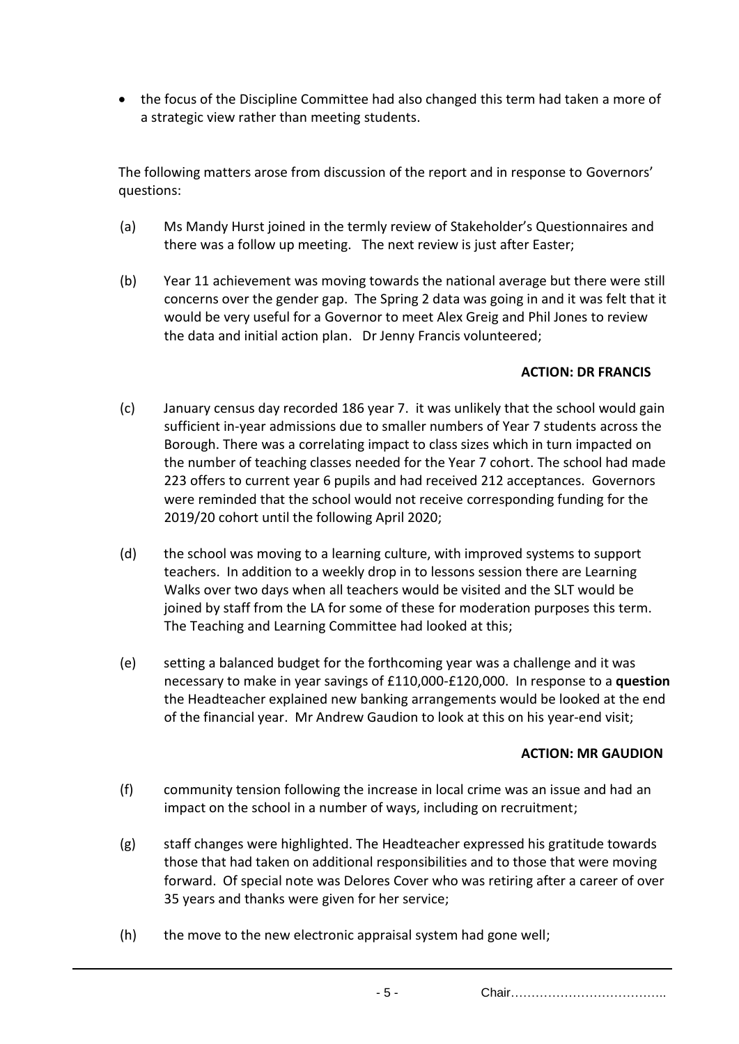- the focus of the Discipline Committee had also changed this term had taken a more of a strategic view rather than meeting students.

The following matters arose from discussion of the report and in response to Governors' questions:

(a) Ms Mandy Hurst joined in the termly review of Stakeholder's Questionnaires and there was a follow up meeting. The next review is just after Easter;

(b) Year 11 achievement was moving towards the national average but there were still concerns over the gender gap. The Spring 2 data was going in and it was felt that it would be very useful for a Governor to meet Alex Greig and Phil Jones to review the data and initial action plan. Dr Jenny Francis volunteered;

**ACTION: DR FRANCIS**

(c) January census day recorded 186 year 7. it was unlikely that the school would gain sufficient in-year admissions due to smaller numbers of Year 7 students across the Borough. There was a correlating impact to class sizes which in turn impacted on the number of teaching classes needed for the Year 7 cohort. The school had made 223 offers to current year 6 pupils and had received 212 acceptances. Governors were reminded that the school would not receive corresponding funding for the 2019/20 cohort until the following April 2020;

(d) the school was moving to a learning culture, with improved systems to support teachers. In addition to a weekly drop in to lessons session there are Learning Walks over two days when all teachers would be visited and the SLT would be joined by staff from the LA for some of these for moderation purposes this term. The Teaching and Learning Committee had looked at this;

(e) setting a balanced budget for the forthcoming year was a challenge and it was necessary to make in year savings of £110,000-£120,000. In response to a **question** the Headteacher explained new banking arrangements would be looked at the end of the financial year. Mr Andrew Gaudion to look at this on his year-end visit;

**ACTION: MR GAUDION**

(f) community tension following the increase in local crime was an issue and had an impact on the school in a number of ways, including on recruitment;

(g) staff changes were highlighted. The Headteacher expressed his gratitude towards those that had taken on additional responsibilities and to those that were moving forward. Of special note was Delores Cover who was retiring after a career of over 35 years and thanks were given for her service;

(h) the move to the new electronic appraisal system had gone well;

Chair………………………………..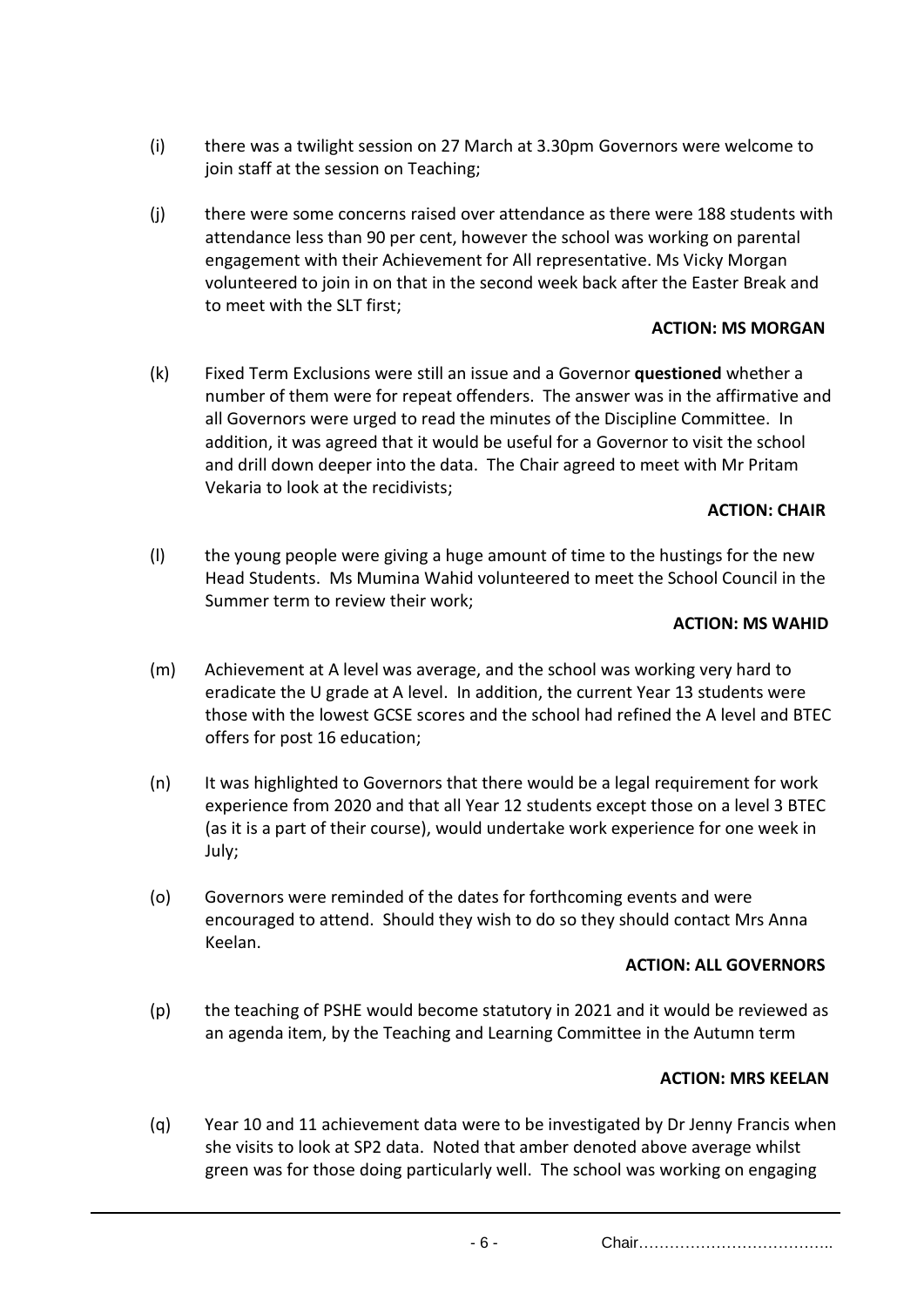(i) there was a twilight session on 27 March at 3.30pm Governors were welcome to join staff at the session on Teaching;

(j) there were some concerns raised over attendance as there were 188 students with attendance less than 90 per cent, however the school was working on parental engagement with their Achievement for All representative. Ms Vicky Morgan volunteered to join in on that in the second week back after the Easter Break and to meet with the SLT first;

**ACTION: MS MORGAN**

(k) Fixed Term Exclusions were still an issue and a Governor **questioned** whether a number of them were for repeat offenders. The answer was in the affirmative and all Governors were urged to read the minutes of the Discipline Committee. In addition, it was agreed that it would be useful for a Governor to visit the school and drill down deeper into the data. The Chair agreed to meet with Mr Pritam Vekaria to look at the recidivists;

**ACTION: CHAIR**

(l) the young people were giving a huge amount of time to the hustings for the new Head Students. Ms Mumina Wahid volunteered to meet the School Council in the Summer term to review their work;

**ACTION: MS WAHID**

(m) Achievement at A level was average, and the school was working very hard to eradicate the U grade at A level. In addition, the current Year 13 students were those with the lowest GCSE scores and the school had refined the A level and BTEC offers for post 16 education;

(n) It was highlighted to Governors that there would be a legal requirement for work experience from 2020 and that all Year 12 students except those on a level 3 BTEC (as it is a part of their course), would undertake work experience for one week in July;

(o) Governors were reminded of the dates for forthcoming events and were encouraged to attend. Should they wish to do so they should contact Mrs Anna Keelan.

**ACTION: ALL GOVERNORS**

(p) the teaching of PSHE would become statutory in 2021 and it would be reviewed as an agenda item, by the Teaching and Learning Committee in the Autumn term

**ACTION: MRS KEELAN**

(q) Year 10 and 11 achievement data were to be investigated by Dr Jenny Francis when she visits to look at SP2 data. Noted that amber denoted above average whilst green was for those doing particularly well. The school was working on engaging

Chair……………………………….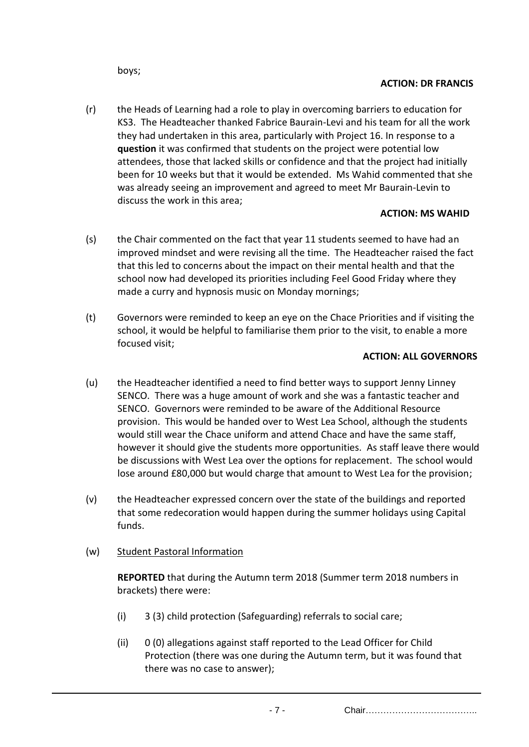boys;

**ACTION: DR FRANCIS**

(r) the Heads of Learning had a role to play in overcoming barriers to education for KS3. The Headteacher thanked Fabrice Baurain-Levi and his team for all the work they had undertaken in this area, particularly with Project 16. In response to a **question** it was confirmed that students on the project were potential low attendees, those that lacked skills or confidence and that the project had initially been for 10 weeks but that it would be extended. Ms Wahid commented that she was already seeing an improvement and agreed to meet Mr Baurain-Levin to discuss the work in this area;

**ACTION: MS WAHID**

(s) the Chair commented on the fact that year 11 students seemed to have had an improved mindset and were revising all the time. The Headteacher raised the fact that this led to concerns about the impact on their mental health and that the school now had developed its priorities including Feel Good Friday where they made a curry and hypnosis music on Monday mornings;

(t) Governors were reminded to keep an eye on the Chace Priorities and if visiting the school, it would be helpful to familiarise them prior to the visit, to enable a more focused visit;

**ACTION: ALL GOVERNORS**

(u) the Headteacher identified a need to find better ways to support Jenny Linney SENCO. There was a huge amount of work and she was a fantastic teacher and SENCO. Governors were reminded to be aware of the Additional Resource provision. This would be handed over to West Lea School, although the students would still wear the Chace uniform and attend Chace and have the same staff, however it should give the students more opportunities. As staff leave there would be discussions with West Lea over the options for replacement. The school would lose around £80,000 but would charge that amount to West Lea for the provision;

(v) the Headteacher expressed concern over the state of the buildings and reported that some redecoration would happen during the summer holidays using Capital funds.

(w) Student Pastoral Information

**REPORTED** that during the Autumn term 2018 (Summer term 2018 numbers in brackets) there were:

(i) 3 (3) child protection (Safeguarding) referrals to social care;

(ii) 0 (0) allegations against staff reported to the Lead Officer for Child Protection (there was one during the Autumn term, but it was found that there was no case to answer);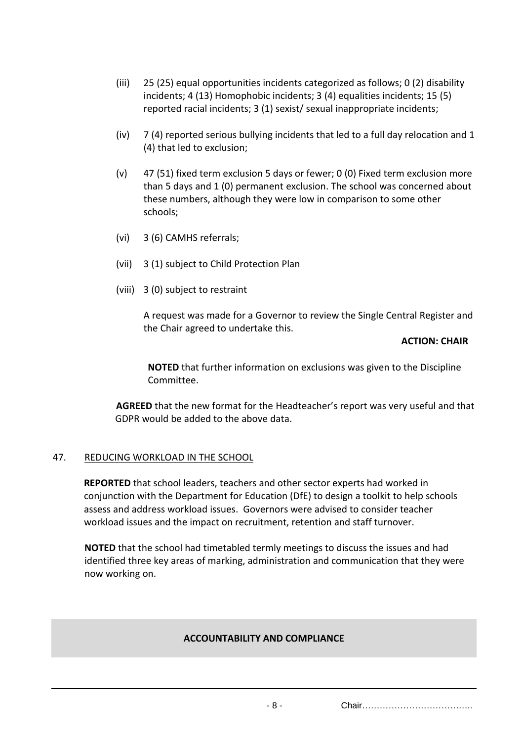(iii) 25 (25) equal opportunities incidents categorized as follows; 0 (2) disability incidents; 4 (13) Homophobic incidents; 3 (4) equalities incidents; 15 (5) reported racial incidents; 3 (1) sexist/ sexual inappropriate incidents;

(iv) 7 (4) reported serious bullying incidents that led to a full day relocation and 1 (4) that led to exclusion;

(v) 47 (51) fixed term exclusion 5 days or fewer; 0 (0) Fixed term exclusion more than 5 days and 1 (0) permanent exclusion. The school was concerned about these numbers, although they were low in comparison to some other schools;

(vi) 3 (6) CAMHS referrals;

(vii) 3 (1) subject to Child Protection Plan

(viii) 3 (0) subject to restraint

A request was made for a Governor to review the Single Central Register and the Chair agreed to undertake this.

**ACTION: CHAIR**

**NOTED** that further information on exclusions was given to the Discipline Committee.

**AGREED** that the new format for the Headteacher's report was very useful and that GDPR would be added to the above data.

47. REDUCING WORKLOAD IN THE SCHOOL

**REPORTED** that school leaders, teachers and other sector experts had worked in conjunction with the Department for Education (DfE) to design a toolkit to help schools assess and address workload issues. Governors were advised to consider teacher workload issues and the impact on recruitment, retention and staff turnover.

**NOTED** that the school had timetabled termly meetings to discuss the issues and had identified three key areas of marking, administration and communication that they were now working on.

**ACCOUNTABILITY AND COMPLIANCE**

Chair………………………………..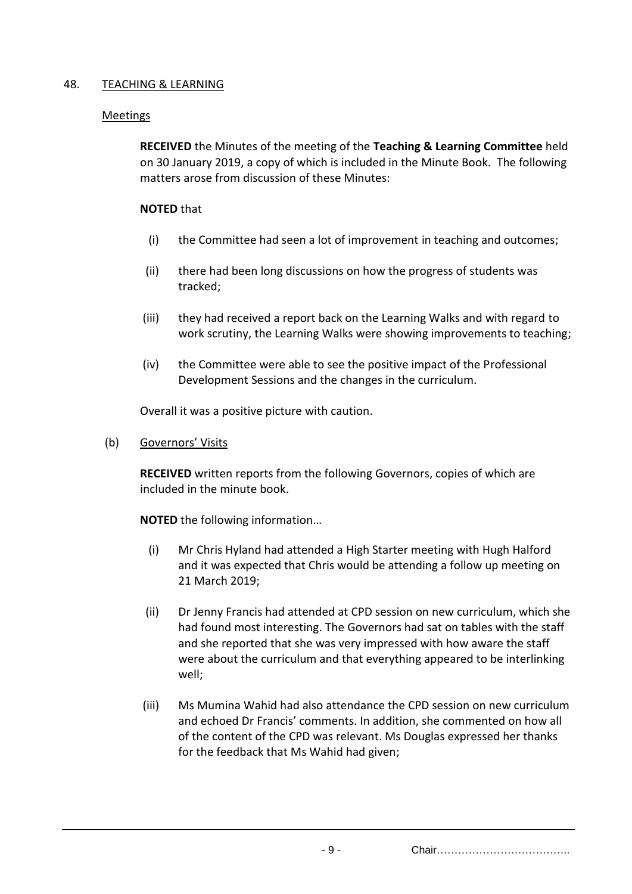48. TEACHING & LEARNING

Meetings

**RECEIVED** the Minutes of the meeting of the **Teaching & Learning Committee** held on 30 January 2019, a copy of which is included in the Minute Book. The following matters arose from discussion of these Minutes:

**NOTED** that

(i) the Committee had seen a lot of improvement in teaching and outcomes;

(ii) there had been long discussions on how the progress of students was tracked;

(iii) they had received a report back on the Learning Walks and with regard to work scrutiny, the Learning Walks were showing improvements to teaching;

(iv) the Committee were able to see the positive impact of the Professional Development Sessions and the changes in the curriculum.

Overall it was a positive picture with caution.

(b) Governors' Visits

**RECEIVED** written reports from the following Governors, copies of which are included in the minute book.

**NOTED** the following information…

(i) Mr Chris Hyland had attended a High Starter meeting with Hugh Halford and it was expected that Chris would be attending a follow up meeting on 21 March 2019;

(ii) Dr Jenny Francis had attended at CPD session on new curriculum, which she had found most interesting. The Governors had sat on tables with the staff and she reported that she was very impressed with how aware the staff were about the curriculum and that everything appeared to be interlinking well;

(iii) Ms Mumina Wahid had also attendance the CPD session on new curriculum and echoed Dr Francis' comments. In addition, she commented on how all of the content of the CPD was relevant. Ms Douglas expressed her thanks for the feedback that Ms Wahid had given;

Chair………………………………..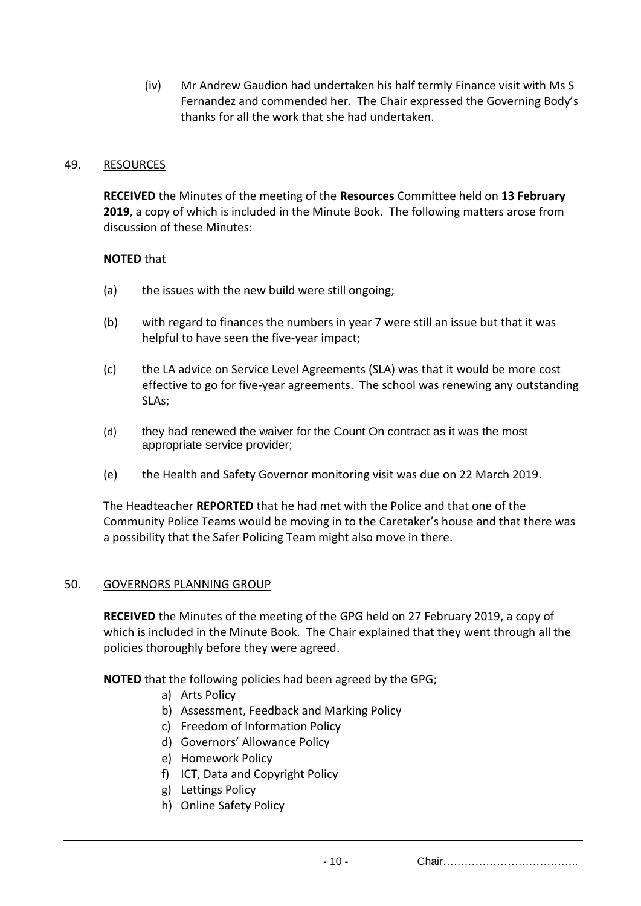(iv) Mr Andrew Gaudion had undertaken his half termly Finance visit with Ms S Fernandez and commended her. The Chair expressed the Governing Body's thanks for all the work that she had undertaken.

49. RESOURCES

**RECEIVED** the Minutes of the meeting of the **Resources** Committee held on **13 February 2019**, a copy of which is included in the Minute Book. The following matters arose from discussion of these Minutes:

**NOTED** that

(a) the issues with the new build were still ongoing;

(b) with regard to finances the numbers in year 7 were still an issue but that it was helpful to have seen the five-year impact;

(c) the LA advice on Service Level Agreements (SLA) was that it would be more cost effective to go for five-year agreements. The school was renewing any outstanding SLAs;

(d) they had renewed the waiver for the Count On contract as it was the most appropriate service provider;

(e) the Health and Safety Governor monitoring visit was due on 22 March 2019.

The Headteacher **REPORTED** that he had met with the Police and that one of the Community Police Teams would be moving in to the Caretaker's house and that there was a possibility that the Safer Policing Team might also move in there.

50. GOVERNORS PLANNING GROUP

**RECEIVED** the Minutes of the meeting of the GPG held on 27 February 2019, a copy of which is included in the Minute Book. The Chair explained that they went through all the policies thoroughly before they were agreed.

**NOTED** that the following policies had been agreed by the GPG;

a) Arts Policy
b) Assessment, Feedback and Marking Policy
c) Freedom of Information Policy
d) Governors' Allowance Policy
e) Homework Policy
f) ICT, Data and Copyright Policy
g) Lettings Policy
h) Online Safety Policy

Chair………………………………..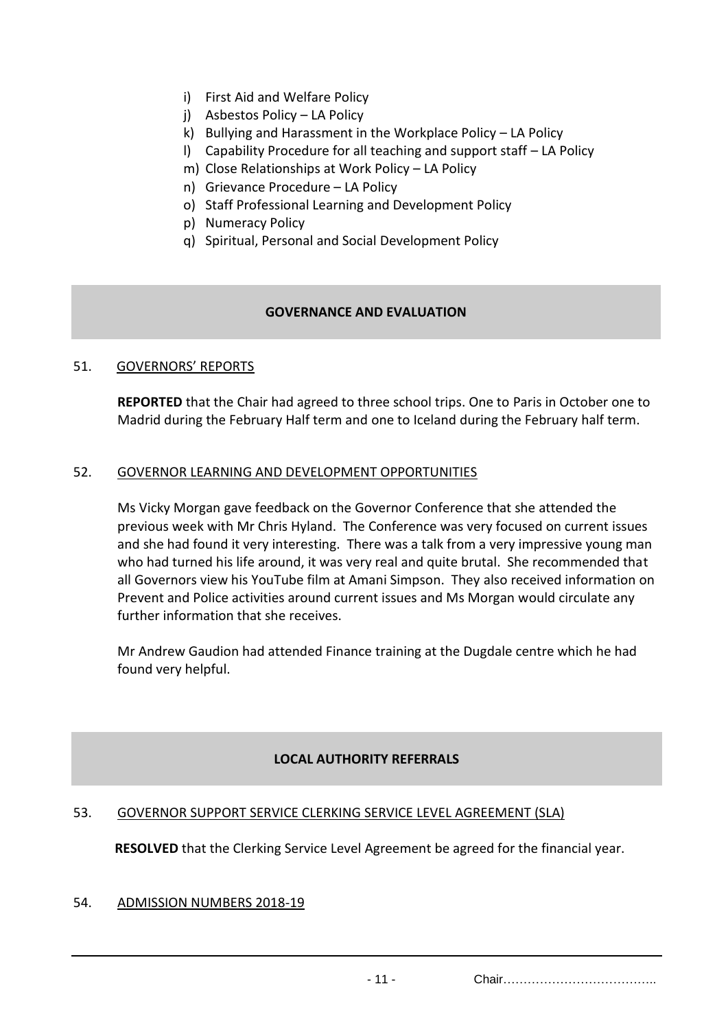i) First Aid and Welfare Policy
j) Asbestos Policy – LA Policy
k) Bullying and Harassment in the Workplace Policy – LA Policy
l) Capability Procedure for all teaching and support staff – LA Policy
m) Close Relationships at Work Policy – LA Policy
n) Grievance Procedure – LA Policy
o) Staff Professional Learning and Development Policy
p) Numeracy Policy
q) Spiritual, Personal and Social Development Policy

## GOVERNANCE AND EVALUATION

51. GOVERNORS' REPORTS

**REPORTED** that the Chair had agreed to three school trips. One to Paris in October one to Madrid during the February Half term and one to Iceland during the February half term.

52. GOVERNOR LEARNING AND DEVELOPMENT OPPORTUNITIES

Ms Vicky Morgan gave feedback on the Governor Conference that she attended the previous week with Mr Chris Hyland. The Conference was very focused on current issues and she had found it very interesting. There was a talk from a very impressive young man who had turned his life around, it was very real and quite brutal. She recommended that all Governors view his YouTube film at Amani Simpson. They also received information on Prevent and Police activities around current issues and Ms Morgan would circulate any further information that she receives.

Mr Andrew Gaudion had attended Finance training at the Dugdale centre which he had found very helpful.

## LOCAL AUTHORITY REFERRALS

53. GOVERNOR SUPPORT SERVICE CLERKING SERVICE LEVEL AGREEMENT (SLA)

**RESOLVED** that the Clerking Service Level Agreement be agreed for the financial year.

54. ADMISSION NUMBERS 2018-19

Chair………………………………..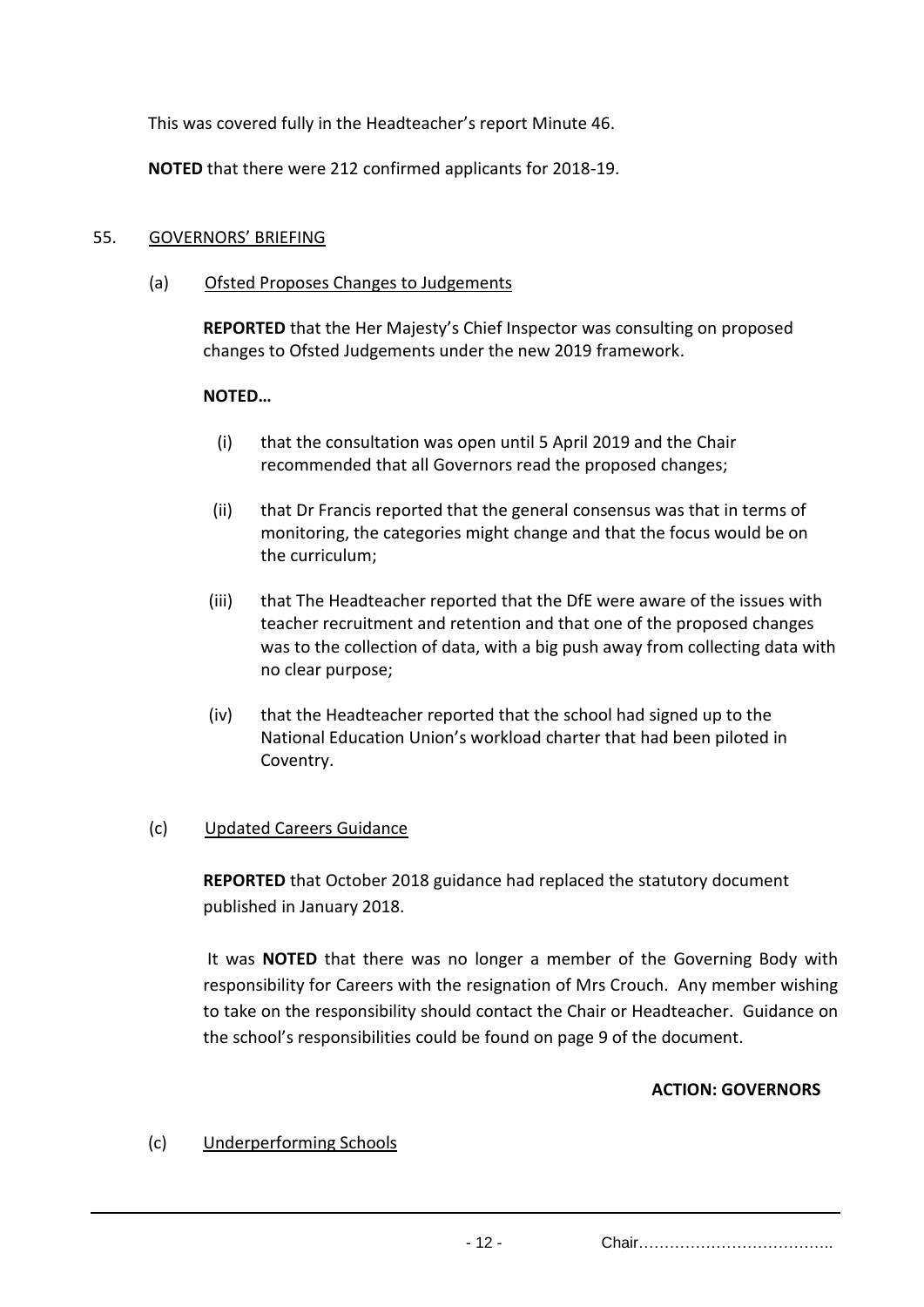This was covered fully in the Headteacher's report Minute 46.

**NOTED** that there were 212 confirmed applicants for 2018-19.

55. GOVERNORS' BRIEFING

(a) Ofsted Proposes Changes to Judgements

**REPORTED** that the Her Majesty's Chief Inspector was consulting on proposed changes to Ofsted Judgements under the new 2019 framework.

**NOTED…**

(i) that the consultation was open until 5 April 2019 and the Chair recommended that all Governors read the proposed changes;

(ii) that Dr Francis reported that the general consensus was that in terms of monitoring, the categories might change and that the focus would be on the curriculum;

(iii) that The Headteacher reported that the DfE were aware of the issues with teacher recruitment and retention and that one of the proposed changes was to the collection of data, with a big push away from collecting data with no clear purpose;

(iv) that the Headteacher reported that the school had signed up to the National Education Union's workload charter that had been piloted in Coventry.

(c) Updated Careers Guidance

**REPORTED** that October 2018 guidance had replaced the statutory document published in January 2018.

It was **NOTED** that there was no longer a member of the Governing Body with responsibility for Careers with the resignation of Mrs Crouch. Any member wishing to take on the responsibility should contact the Chair or Headteacher. Guidance on the school's responsibilities could be found on page 9 of the document.

**ACTION: GOVERNORS**

(c) Underperforming Schools

Chair……………………………….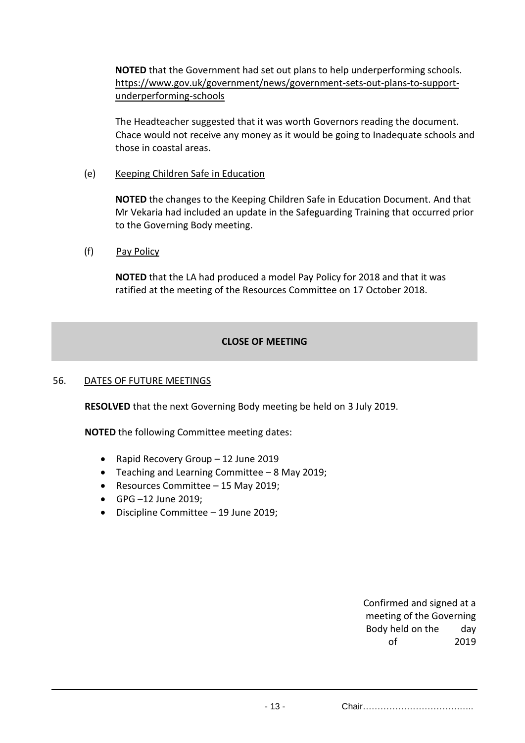**NOTED** that the Government had set out plans to help underperforming schools. https://www.gov.uk/government/news/government-sets-out-plans-to-support-underperforming-schools

The Headteacher suggested that it was worth Governors reading the document. Chace would not receive any money as it would be going to Inadequate schools and those in coastal areas.

(e) Keeping Children Safe in Education

**NOTED** the changes to the Keeping Children Safe in Education Document. And that Mr Vekaria had included an update in the Safeguarding Training that occurred prior to the Governing Body meeting.

(f) Pay Policy

**NOTED** that the LA had produced a model Pay Policy for 2018 and that it was ratified at the meeting of the Resources Committee on 17 October 2018.

**CLOSE OF MEETING**

56. DATES OF FUTURE MEETINGS

**RESOLVED** that the next Governing Body meeting be held on 3 July 2019.

**NOTED** the following Committee meeting dates:

- Rapid Recovery Group – 12 June 2019
- Teaching and Learning Committee – 8 May 2019;
- Resources Committee – 15 May 2019;
- GPG –12 June 2019;
- Discipline Committee – 19 June 2019;

Confirmed and signed at a meeting of the Governing Body held on the day of 2019

Chair………………………………..